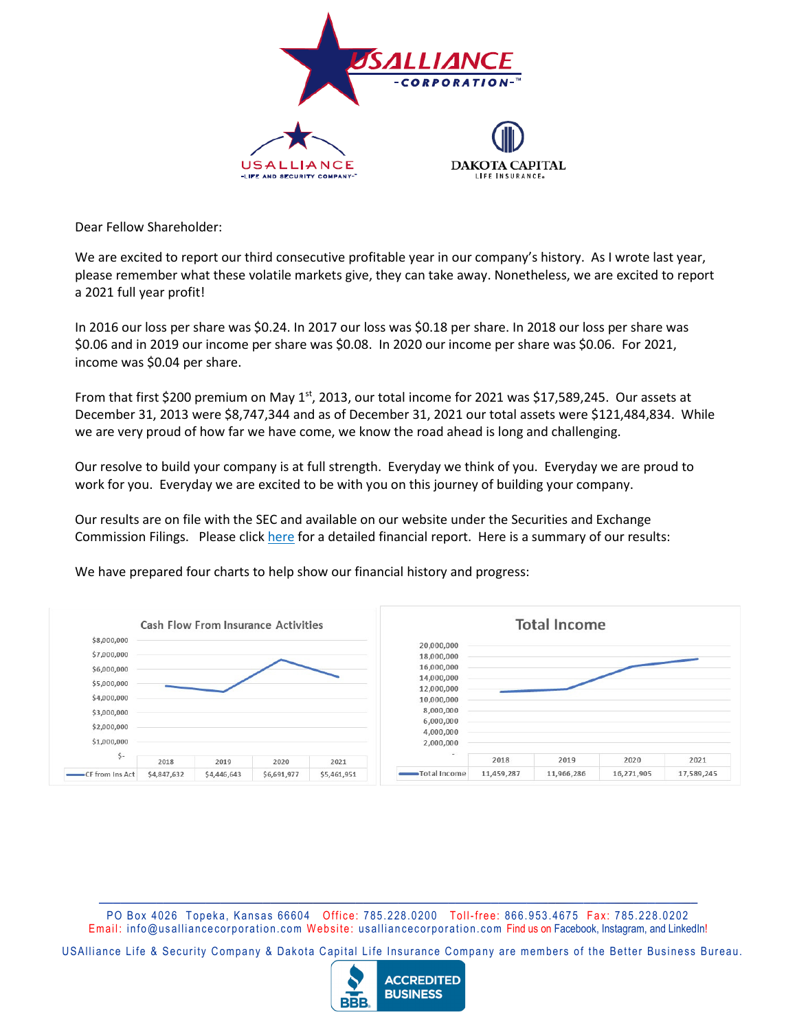Dear Fellow Shareholder:

We are excited to report our third consecutive profitable year in our company's history. As I wrote last year, please remember what these volatile markets give, they can take away. Nonetheless, we are excited to report a 2021 full year profit!

In 2016 our loss per share was \$0.24. In 2017 our loss was \$0.18 per share. In 2018 our loss per share was \$0.06 and in 2019 our income per share was \$0.08. In 2020 our income per share was \$0.06. For 2021, income was \$0.04 per share.

From that first \$200 premium on May 1st, 2013, our total income for 2021 was \$17,589,245. Our assets at December 31, 2013 were \$8,747,344 and as of December 31, 2021 our total assets were \$121,484,834. While we are very proud of how far we have come, we know the road ahead is long and challenging.

Our resolve to build your company is at full strength. Everyday we think of you. Everyday we are proud to work for you. Everyday we are excited to be with you on this journey of building your company.

Our results are on file with the SEC and available on our website under the Securities and Exchange Commission Filings. Please click here for a detailed financial report. Here is a summary of our results:

We have prepared four charts to help show our financial history and progress:

**Cash Flow From Insurance Activities**

| | 2018 | 2019 | 2020 | 2021 |
|---|---|---|---|---|
| CF from Ins Act | \$4,847,632 | \$4,446,643 | \$6,691,977 | \$5,461,951 |

**Total Income**

| | 2018 | 2019 | 2020 | 2021 |
|---|---|---|---|---|
| Total Income | 11,459,287 | 11,966,286 | 16,271,905 | 17,589,245 |

PO Box 4026 Topeka, Kansas 66604 Office: 785.228.0200 Toll-free: 866.953.4675 Fax: 785.228.0202
Email: info@usalliancecorporation.com Website: usalliancecorporation.com Find us on Facebook, Instagram, and LinkedIn!

USAlliance Life & Security Company & Dakota Capital Life Insurance Company are members of the Better Business Bureau.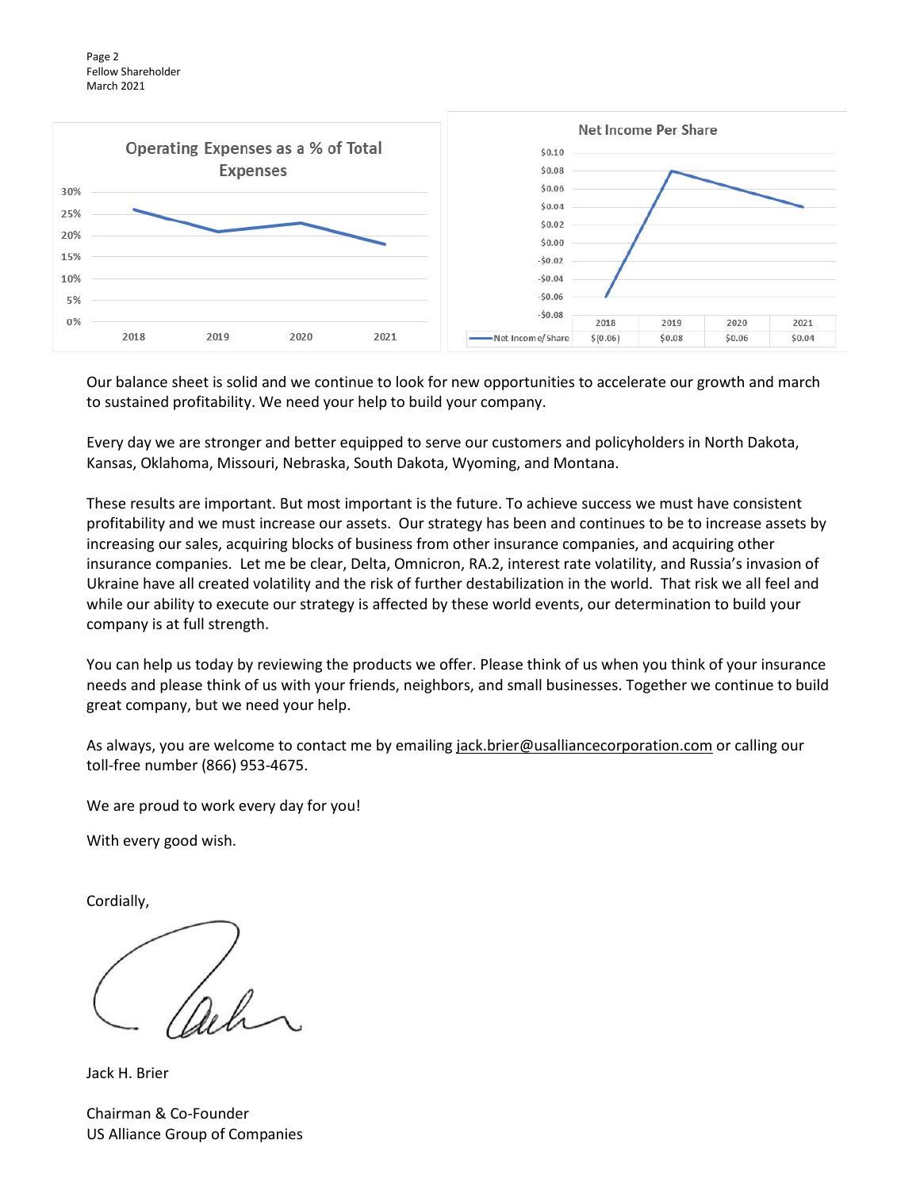Operating Expenses as a % of Total Expenses

30%
25%
20%
15%
10%
5%
0%

2018 2019 2020 2021

Net Income Per Share

$0.10
$0.08
$0.06
$0.04
$0.02
$0.00
-$0.02
-$0.04
-$0.06
-$0.08

2018 2019 2020 2021

Net Income/Share $(0.06) $0.08 $0.06 $0.04

Our balance sheet is solid and we continue to look for new opportunities to accelerate our growth and march to sustained profitability. We need your help to build your company.

Every day we are stronger and better equipped to serve our customers and policyholders in North Dakota, Kansas, Oklahoma, Missouri, Nebraska, South Dakota, Wyoming, and Montana.

These results are important. But most important is the future. To achieve success we must have consistent profitability and we must increase our assets. Our strategy has been and continues to be to increase assets by increasing our sales, acquiring blocks of business from other insurance companies, and acquiring other insurance companies. Let me be clear, Delta, Omnicron, RA.2, interest rate volatility, and Russia's invasion of Ukraine have all created volatility and the risk of further destabilization in the world. That risk we all feel and while our ability to execute our strategy is affected by these world events, our determination to build your company is at full strength.

You can help us today by reviewing the products we offer. Please think of us when you think of your insurance needs and please think of us with your friends, neighbors, and small businesses. Together we continue to build great company, but we need your help.

As always, you are welcome to contact me by emailing jack.brier@usalliancecorporation.com or calling our toll-free number (866) 953-4675.

We are proud to work every day for you!

With every good wish.

Cordially,

Jack H. Brier

Chairman & Co-Founder
US Alliance Group of Companies